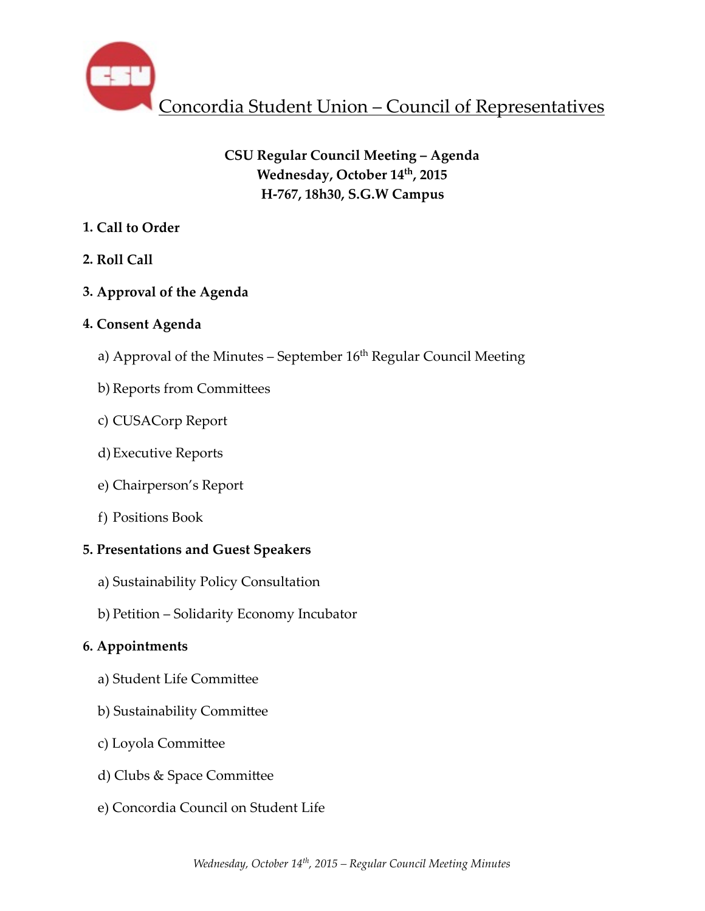# Concordia Student Union – Council of Representatives

**CSU Regular Council Meeting – Agenda**
**Wednesday, October 14th, 2015**
**H-767, 18h30, S.G.W Campus**

**1. Call to Order**

**2. Roll Call**

**3. Approval of the Agenda**

**4. Consent Agenda**

a) Approval of the Minutes – September 16th Regular Council Meeting

b) Reports from Committees

c) CUSACorp Report

d) Executive Reports

e) Chairperson's Report

f) Positions Book

**5. Presentations and Guest Speakers**

a) Sustainability Policy Consultation

b) Petition – Solidarity Economy Incubator

**6. Appointments**

a) Student Life Committee

b) Sustainability Committee

c) Loyola Committee

d) Clubs & Space Committee

e) Concordia Council on Student Life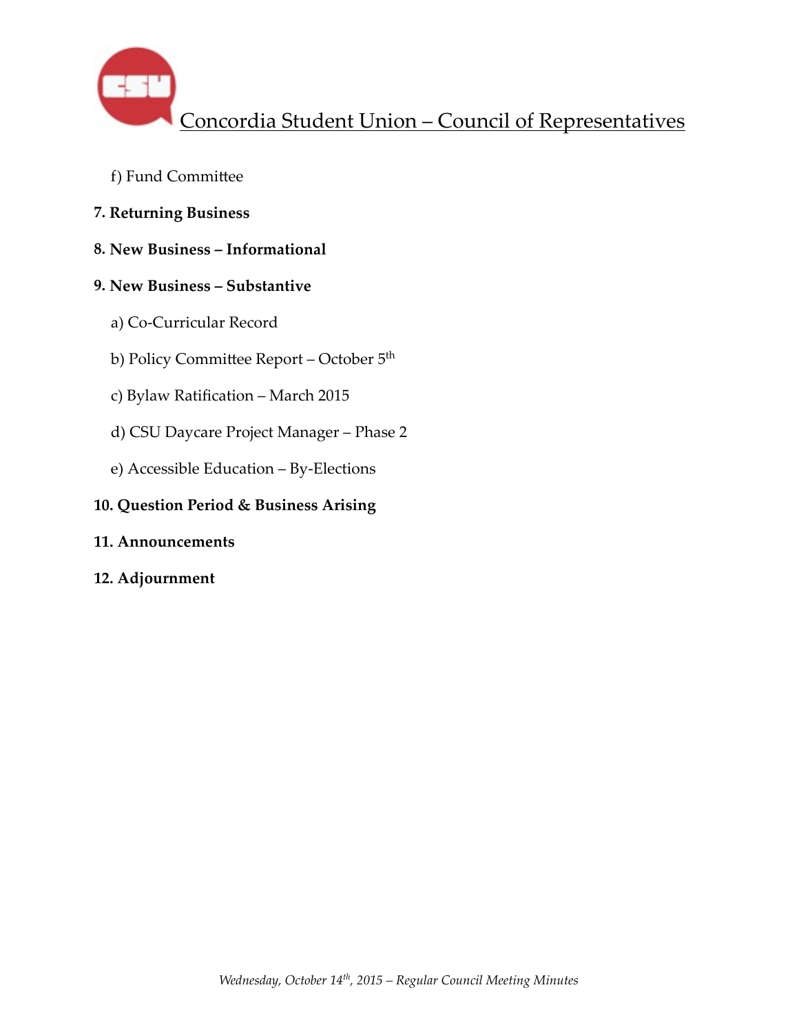f) Fund Committee

**7. Returning Business**

**8. New Business – Informational**

**9. New Business – Substantive**

a) Co-Curricular Record

b) Policy Committee Report – October 5th

c) Bylaw Ratification – March 2015

d) CSU Daycare Project Manager – Phase 2

e) Accessible Education – By-Elections

**10. Question Period & Business Arising**

**11. Announcements**

**12. Adjournment**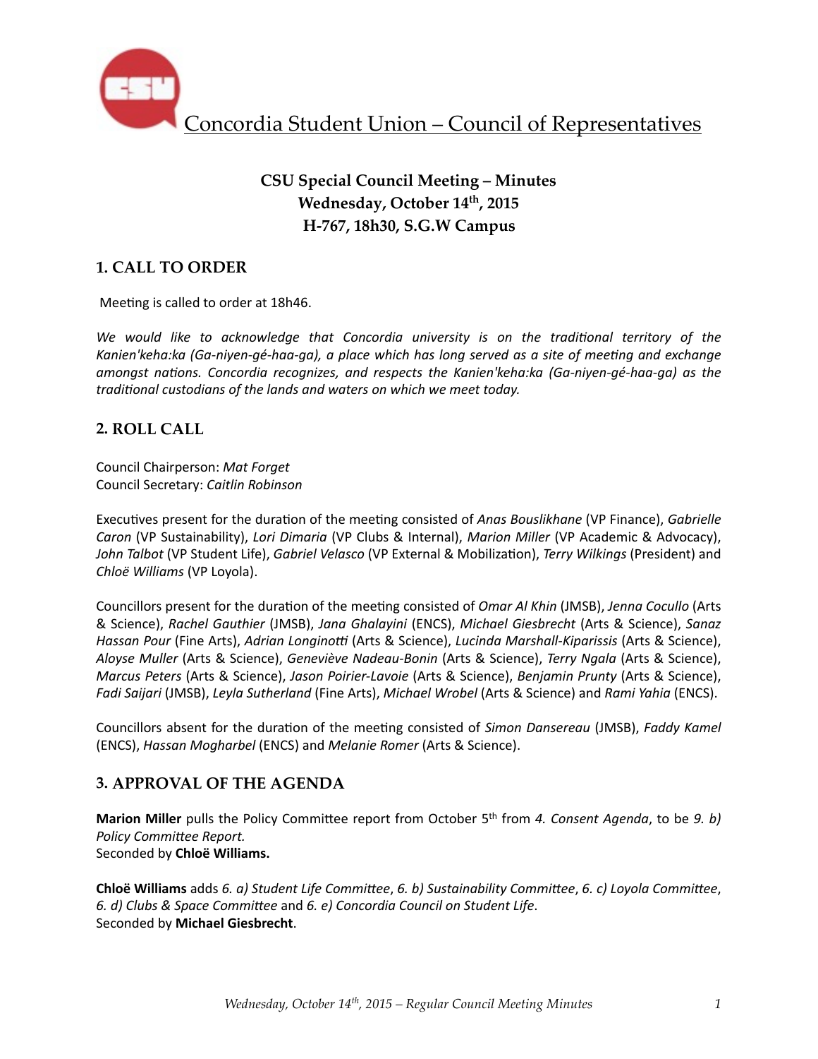# Concordia Student Union – Council of Representatives

**CSU Special Council Meeting – Minutes**
**Wednesday, October 14th, 2015**
**H-767, 18h30, S.G.W Campus**

## 1. CALL TO ORDER

Meeting is called to order at 18h46.

*We would like to acknowledge that Concordia university is on the traditional territory of the Kanien'keha:ka (Ga-niyen-gé-haa-ga), a place which has long served as a site of meeting and exchange amongst nations. Concordia recognizes, and respects the Kanien'keha:ka (Ga-niyen-gé-haa-ga) as the traditional custodians of the lands and waters on which we meet today.*

## 2. ROLL CALL

Council Chairperson: *Mat Forget*
Council Secretary: *Caitlin Robinson*

Executives present for the duration of the meeting consisted of *Anas Bouslikhane* (VP Finance), *Gabrielle Caron* (VP Sustainability), *Lori Dimaria* (VP Clubs & Internal), *Marion Miller* (VP Academic & Advocacy), *John Talbot* (VP Student Life), *Gabriel Velasco* (VP External & Mobilization), *Terry Wilkings* (President) and *Chloë Williams* (VP Loyola).

Councillors present for the duration of the meeting consisted of *Omar Al Khin* (JMSB), *Jenna Cocullo* (Arts & Science), *Rachel Gauthier* (JMSB), *Jana Ghalayini* (ENCS), *Michael Giesbrecht* (Arts & Science), *Sanaz Hassan Pour* (Fine Arts), *Adrian Longinotti* (Arts & Science), *Lucinda Marshall-Kiparissis* (Arts & Science), *Aloyse Muller* (Arts & Science), *Geneviève Nadeau-Bonin* (Arts & Science), *Terry Ngala* (Arts & Science), *Marcus Peters* (Arts & Science), *Jason Poirier-Lavoie* (Arts & Science), *Benjamin Prunty* (Arts & Science), *Fadi Saijari* (JMSB), *Leyla Sutherland* (Fine Arts), *Michael Wrobel* (Arts & Science) and *Rami Yahia* (ENCS).

Councillors absent for the duration of the meeting consisted of *Simon Dansereau* (JMSB), *Faddy Kamel* (ENCS), *Hassan Mogharbel* (ENCS) and *Melanie Romer* (Arts & Science).

## 3. APPROVAL OF THE AGENDA

**Marion Miller** pulls the Policy Committee report from October 5th from *4. Consent Agenda*, to be *9. b) Policy Committee Report.*
Seconded by **Chloë Williams.**

**Chloë Williams** adds *6. a) Student Life Committee*, *6. b) Sustainability Committee*, *6. c) Loyola Committee*, *6. d) Clubs & Space Committee* and *6. e) Concordia Council on Student Life*.
Seconded by **Michael Giesbrecht**.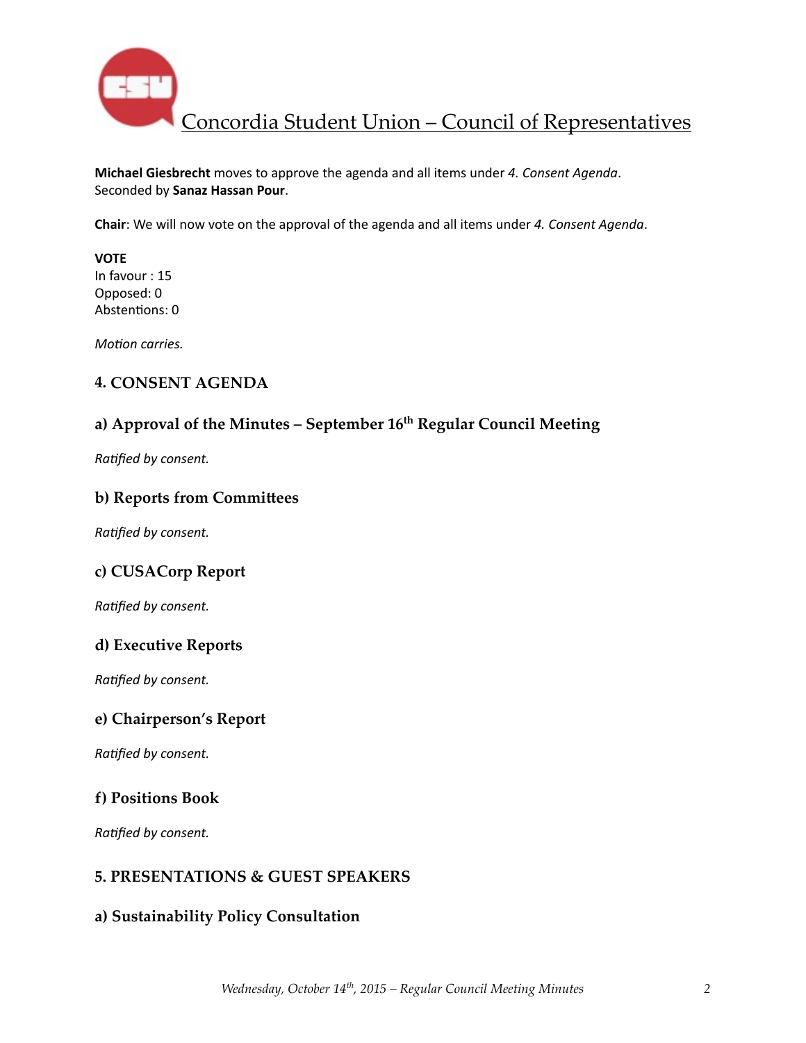**Michael Giesbrecht** moves to approve the agenda and all items under *4. Consent Agenda*. Seconded by **Sanaz Hassan Pour**.

**Chair**: We will now vote on the approval of the agenda and all items under *4. Consent Agenda*.

**VOTE**
In favour : 15
Opposed: 0
Abstentions: 0

*Motion carries.*

## 4. CONSENT AGENDA

### a) Approval of the Minutes – September 16th Regular Council Meeting

*Ratified by consent.*

### b) Reports from Committees

*Ratified by consent.*

### c) CUSACorp Report

*Ratified by consent.*

### d) Executive Reports

*Ratified by consent.*

### e) Chairperson's Report

*Ratified by consent.*

### f) Positions Book

*Ratified by consent.*

## 5. PRESENTATIONS & GUEST SPEAKERS

### a) Sustainability Policy Consultation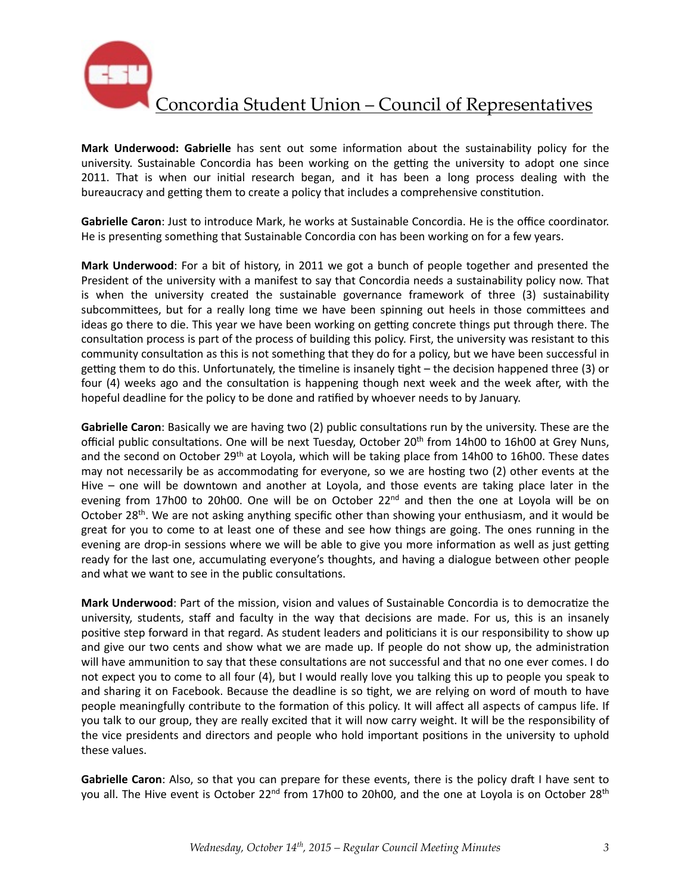**Mark Underwood: Gabrielle** has sent out some information about the sustainability policy for the university. Sustainable Concordia has been working on the getting the university to adopt one since 2011. That is when our initial research began, and it has been a long process dealing with the bureaucracy and getting them to create a policy that includes a comprehensive constitution.

**Gabrielle Caron**: Just to introduce Mark, he works at Sustainable Concordia. He is the office coordinator. He is presenting something that Sustainable Concordia con has been working on for a few years.

**Mark Underwood**: For a bit of history, in 2011 we got a bunch of people together and presented the President of the university with a manifest to say that Concordia needs a sustainability policy now. That is when the university created the sustainable governance framework of three (3) sustainability subcommittees, but for a really long time we have been spinning out heels in those committees and ideas go there to die. This year we have been working on getting concrete things put through there. The consultation process is part of the process of building this policy. First, the university was resistant to this community consultation as this is not something that they do for a policy, but we have been successful in getting them to do this. Unfortunately, the timeline is insanely tight – the decision happened three (3) or four (4) weeks ago and the consultation is happening though next week and the week after, with the hopeful deadline for the policy to be done and ratified by whoever needs to by January.

**Gabrielle Caron**: Basically we are having two (2) public consultations run by the university. These are the official public consultations. One will be next Tuesday, October 20th from 14h00 to 16h00 at Grey Nuns, and the second on October 29th at Loyola, which will be taking place from 14h00 to 16h00. These dates may not necessarily be as accommodating for everyone, so we are hosting two (2) other events at the Hive – one will be downtown and another at Loyola, and those events are taking place later in the evening from 17h00 to 20h00. One will be on October 22nd and then the one at Loyola will be on October 28th. We are not asking anything specific other than showing your enthusiasm, and it would be great for you to come to at least one of these and see how things are going. The ones running in the evening are drop-in sessions where we will be able to give you more information as well as just getting ready for the last one, accumulating everyone's thoughts, and having a dialogue between other people and what we want to see in the public consultations.

**Mark Underwood**: Part of the mission, vision and values of Sustainable Concordia is to democratize the university, students, staff and faculty in the way that decisions are made. For us, this is an insanely positive step forward in that regard. As student leaders and politicians it is our responsibility to show up and give our two cents and show what we are made up. If people do not show up, the administration will have ammunition to say that these consultations are not successful and that no one ever comes. I do not expect you to come to all four (4), but I would really love you talking this up to people you speak to and sharing it on Facebook. Because the deadline is so tight, we are relying on word of mouth to have people meaningfully contribute to the formation of this policy. It will affect all aspects of campus life. If you talk to our group, they are really excited that it will now carry weight. It will be the responsibility of the vice presidents and directors and people who hold important positions in the university to uphold these values.

**Gabrielle Caron**: Also, so that you can prepare for these events, there is the policy draft I have sent to you all. The Hive event is October 22nd from 17h00 to 20h00, and the one at Loyola is on October 28th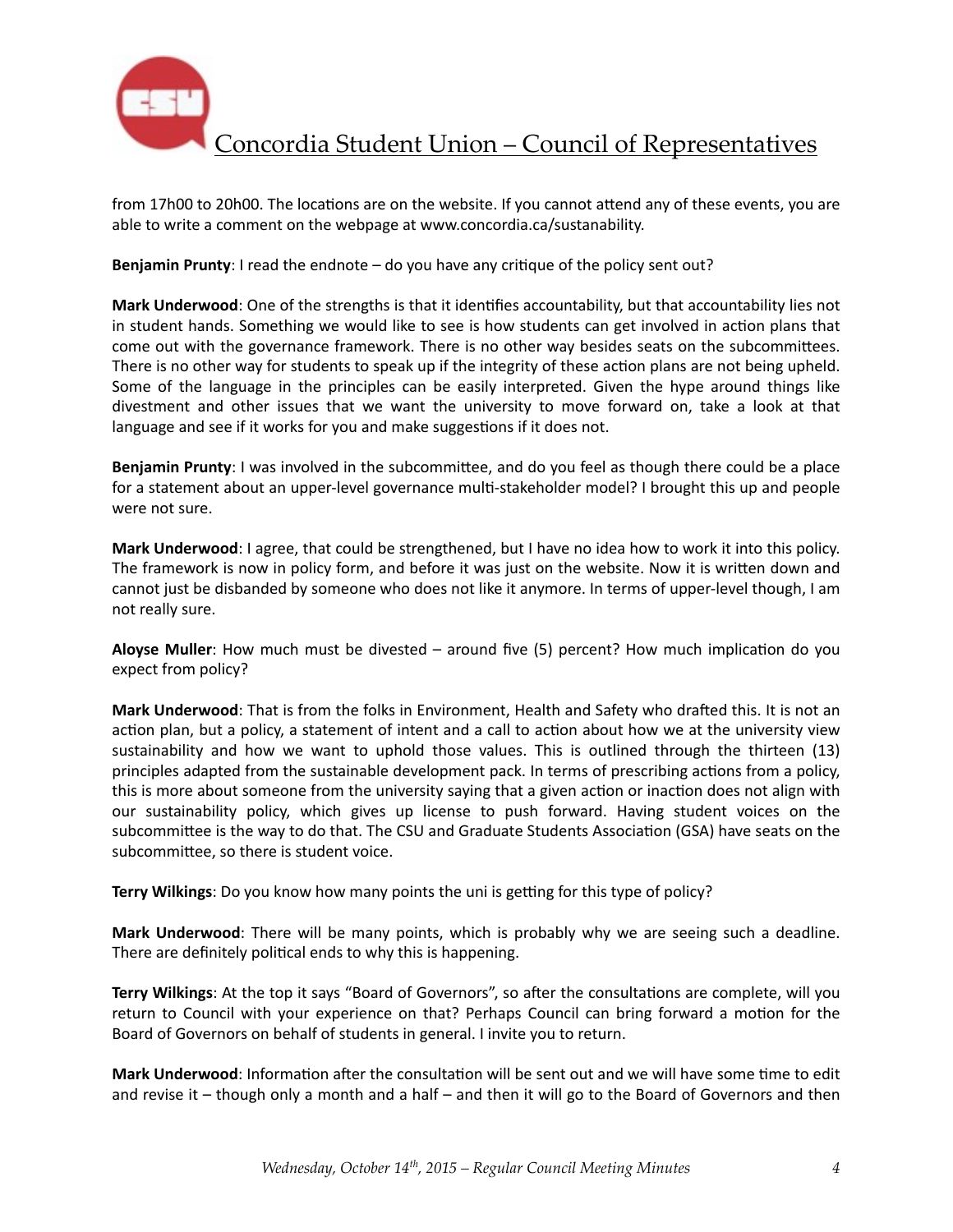from 17h00 to 20h00. The locations are on the website. If you cannot attend any of these events, you are able to write a comment on the webpage at www.concordia.ca/sustainability.

**Benjamin Prunty**: I read the endnote – do you have any critique of the policy sent out?

**Mark Underwood**: One of the strengths is that it identifies accountability, but that accountability lies not in student hands. Something we would like to see is how students can get involved in action plans that come out with the governance framework. There is no other way besides seats on the subcommittees. There is no other way for students to speak up if the integrity of these action plans are not being upheld. Some of the language in the principles can be easily interpreted. Given the hype around things like divestment and other issues that we want the university to move forward on, take a look at that language and see if it works for you and make suggestions if it does not.

**Benjamin Prunty**: I was involved in the subcommittee, and do you feel as though there could be a place for a statement about an upper-level governance multi-stakeholder model? I brought this up and people were not sure.

**Mark Underwood**: I agree, that could be strengthened, but I have no idea how to work it into this policy. The framework is now in policy form, and before it was just on the website. Now it is written down and cannot just be disbanded by someone who does not like it anymore. In terms of upper-level though, I am not really sure.

**Aloyse Muller**: How much must be divested – around five (5) percent? How much implication do you expect from policy?

**Mark Underwood**: That is from the folks in Environment, Health and Safety who drafted this. It is not an action plan, but a policy, a statement of intent and a call to action about how we at the university view sustainability and how we want to uphold those values. This is outlined through the thirteen (13) principles adapted from the sustainable development pack. In terms of prescribing actions from a policy, this is more about someone from the university saying that a given action or inaction does not align with our sustainability policy, which gives up license to push forward. Having student voices on the subcommittee is the way to do that. The CSU and Graduate Students Association (GSA) have seats on the subcommittee, so there is student voice.

**Terry Wilkings**: Do you know how many points the uni is getting for this type of policy?

**Mark Underwood**: There will be many points, which is probably why we are seeing such a deadline. There are definitely political ends to why this is happening.

**Terry Wilkings**: At the top it says "Board of Governors", so after the consultations are complete, will you return to Council with your experience on that? Perhaps Council can bring forward a motion for the Board of Governors on behalf of students in general. I invite you to return.

**Mark Underwood**: Information after the consultation will be sent out and we will have some time to edit and revise it – though only a month and a half – and then it will go to the Board of Governors and then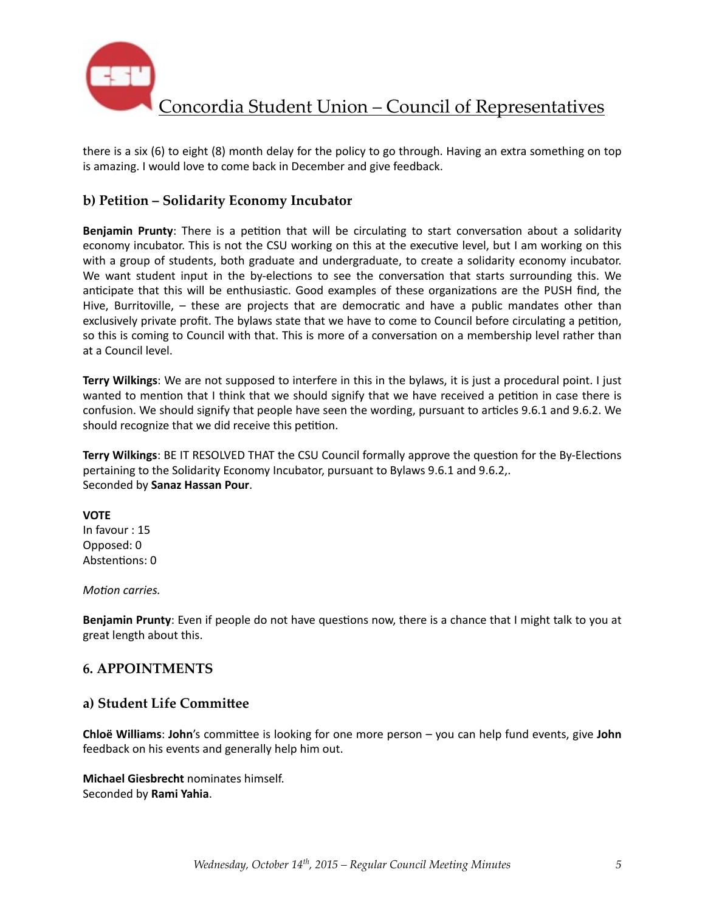there is a six (6) to eight (8) month delay for the policy to go through. Having an extra something on top is amazing. I would love to come back in December and give feedback.

### b) Petition – Solidarity Economy Incubator

**Benjamin Prunty**: There is a petition that will be circulating to start conversation about a solidarity economy incubator. This is not the CSU working on this at the executive level, but I am working on this with a group of students, both graduate and undergraduate, to create a solidarity economy incubator. We want student input in the by-elections to see the conversation that starts surrounding this. We anticipate that this will be enthusiastic. Good examples of these organizations are the PUSH find, the Hive, Burritoville, – these are projects that are democratic and have a public mandates other than exclusively private profit. The bylaws state that we have to come to Council before circulating a petition, so this is coming to Council with that. This is more of a conversation on a membership level rather than at a Council level.

**Terry Wilkings**: We are not supposed to interfere in this in the bylaws, it is just a procedural point. I just wanted to mention that I think that we should signify that we have received a petition in case there is confusion. We should signify that people have seen the wording, pursuant to articles 9.6.1 and 9.6.2. We should recognize that we did receive this petition.

**Terry Wilkings**: BE IT RESOLVED THAT the CSU Council formally approve the question for the By-Elections pertaining to the Solidarity Economy Incubator, pursuant to Bylaws 9.6.1 and 9.6.2,.
Seconded by **Sanaz Hassan Pour**.

**VOTE**
In favour : 15
Opposed: 0
Abstentions: 0

*Motion carries.*

**Benjamin Prunty**: Even if people do not have questions now, there is a chance that I might talk to you at great length about this.

## 6. APPOINTMENTS

### a) Student Life Committee

**Chloë Williams**: **John**'s committee is looking for one more person – you can help fund events, give **John** feedback on his events and generally help him out.

**Michael Giesbrecht** nominates himself.
Seconded by **Rami Yahia**.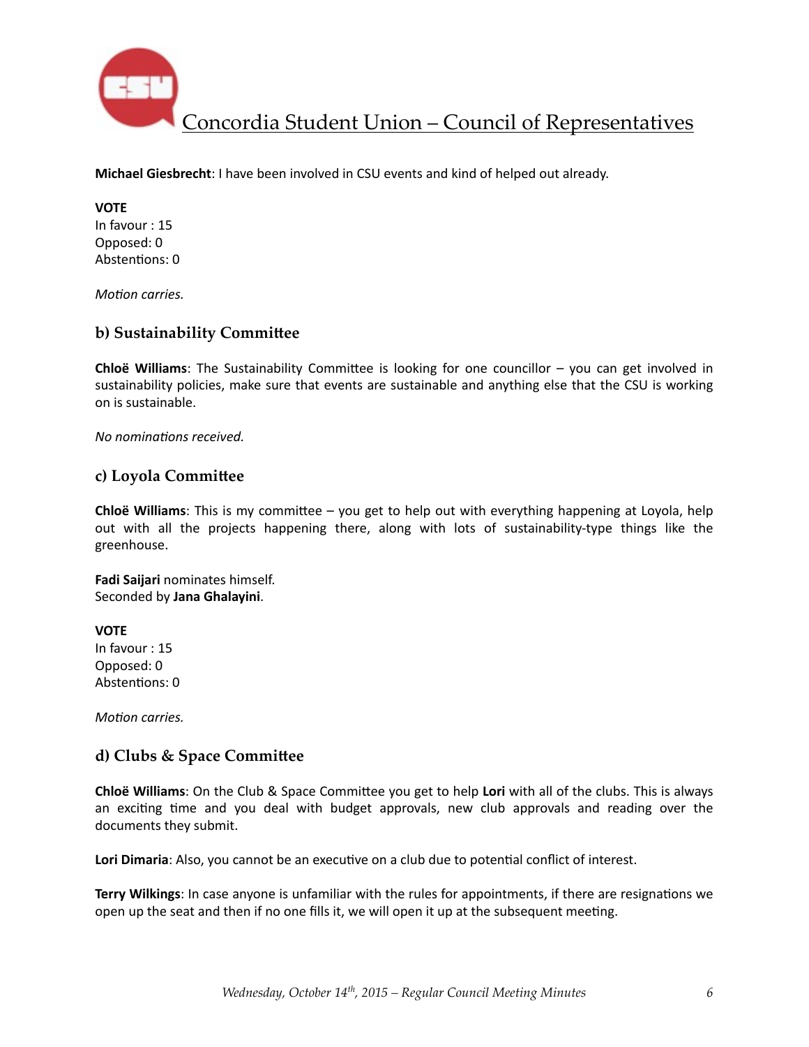**Michael Giesbrecht**: I have been involved in CSU events and kind of helped out already.

**VOTE**
In favour : 15
Opposed: 0
Abstentions: 0

*Motion carries.*

### b) Sustainability Committee

**Chloë Williams**: The Sustainability Committee is looking for one councillor – you can get involved in sustainability policies, make sure that events are sustainable and anything else that the CSU is working on is sustainable.

*No nominations received.*

### c) Loyola Committee

**Chloë Williams**: This is my committee – you get to help out with everything happening at Loyola, help out with all the projects happening there, along with lots of sustainability-type things like the greenhouse.

**Fadi Saijari** nominates himself.
Seconded by **Jana Ghalayini**.

**VOTE**
In favour : 15
Opposed: 0
Abstentions: 0

*Motion carries.*

### d) Clubs & Space Committee

**Chloë Williams**: On the Club & Space Committee you get to help **Lori** with all of the clubs. This is always an exciting time and you deal with budget approvals, new club approvals and reading over the documents they submit.

**Lori Dimaria**: Also, you cannot be an executive on a club due to potential conflict of interest.

**Terry Wilkings**: In case anyone is unfamiliar with the rules for appointments, if there are resignations we open up the seat and then if no one fills it, we will open it up at the subsequent meeting.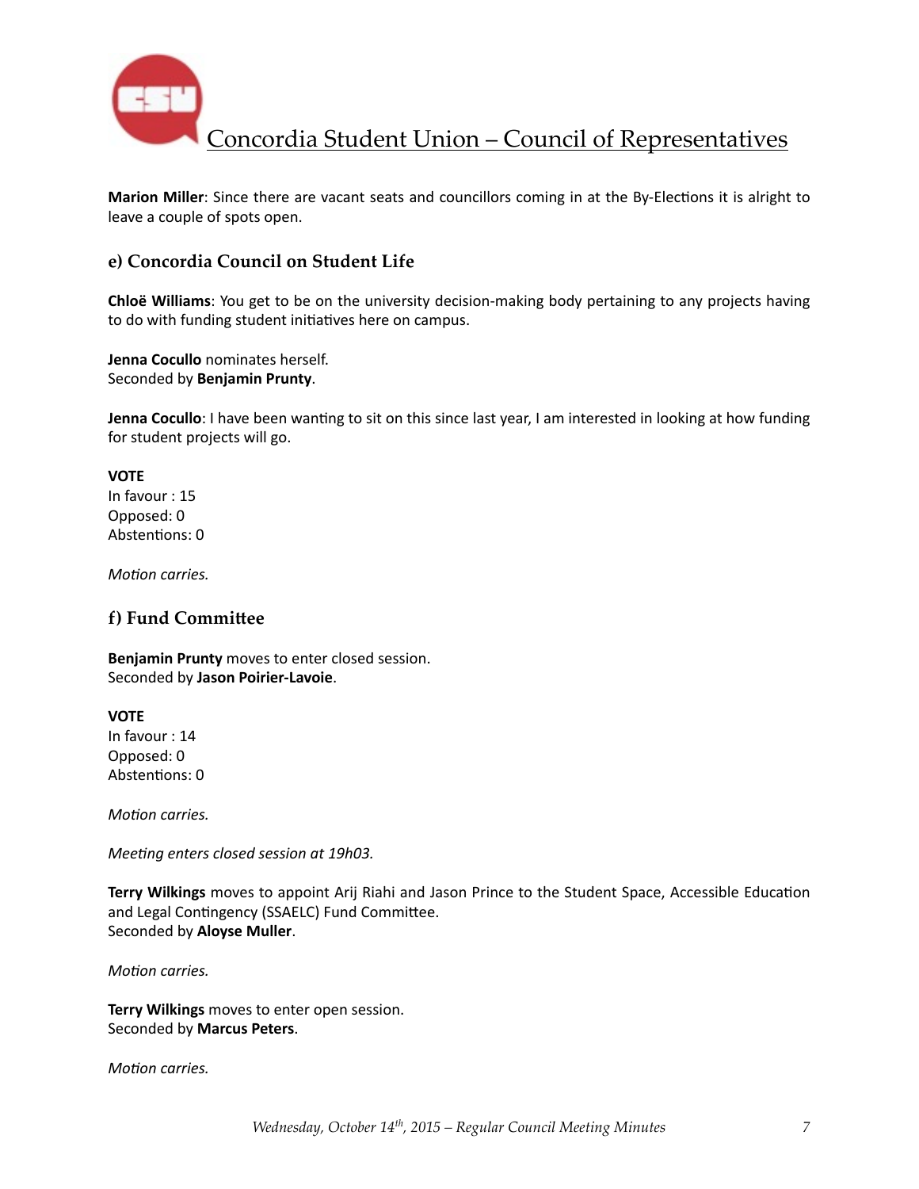**Marion Miller**: Since there are vacant seats and councillors coming in at the By-Elections it is alright to leave a couple of spots open.

### e) Concordia Council on Student Life

**Chloë Williams**: You get to be on the university decision-making body pertaining to any projects having to do with funding student initiatives here on campus.

**Jenna Cocullo** nominates herself.
Seconded by **Benjamin Prunty**.

**Jenna Cocullo**: I have been wanting to sit on this since last year, I am interested in looking at how funding for student projects will go.

**VOTE**
In favour : 15
Opposed: 0
Abstentions: 0

*Motion carries.*

### f) Fund Committee

**Benjamin Prunty** moves to enter closed session.
Seconded by **Jason Poirier-Lavoie**.

**VOTE**
In favour : 14
Opposed: 0
Abstentions: 0

*Motion carries.*

*Meeting enters closed session at 19h03.*

**Terry Wilkings** moves to appoint Arij Riahi and Jason Prince to the Student Space, Accessible Education and Legal Contingency (SSAELC) Fund Committee.
Seconded by **Aloyse Muller**.

*Motion carries.*

**Terry Wilkings** moves to enter open session.
Seconded by **Marcus Peters**.

*Motion carries.*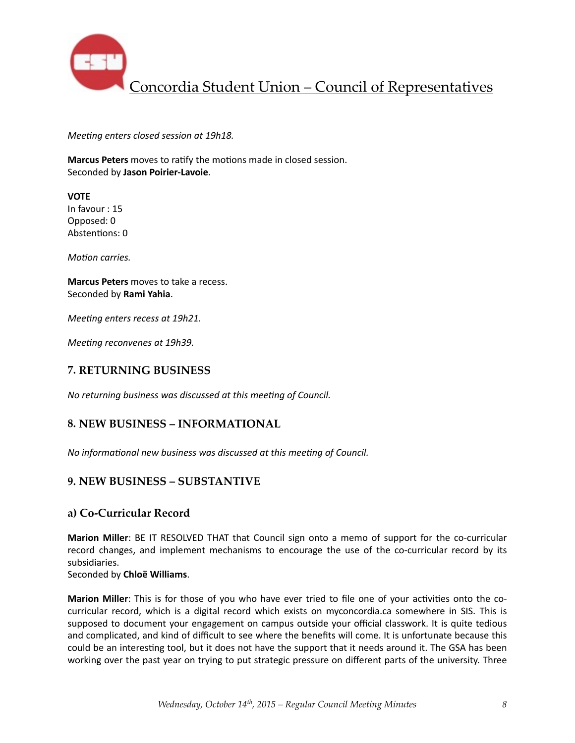*Meeting enters closed session at 19h18.*

**Marcus Peters** moves to ratify the motions made in closed session.
Seconded by **Jason Poirier-Lavoie**.

**VOTE**
In favour : 15
Opposed: 0
Abstentions: 0

*Motion carries.*

**Marcus Peters** moves to take a recess.
Seconded by **Rami Yahia**.

*Meeting enters recess at 19h21.*

*Meeting reconvenes at 19h39.*

## 7. RETURNING BUSINESS

*No returning business was discussed at this meeting of Council.*

## 8. NEW BUSINESS – INFORMATIONAL

*No informational new business was discussed at this meeting of Council.*

## 9. NEW BUSINESS – SUBSTANTIVE

### a) Co-Curricular Record

**Marion Miller**: BE IT RESOLVED THAT that Council sign onto a memo of support for the co-curricular record changes, and implement mechanisms to encourage the use of the co-curricular record by its subsidiaries.
Seconded by **Chloë Williams**.

**Marion Miller**: This is for those of you who have ever tried to file one of your activities onto the co-curricular record, which is a digital record which exists on myconcordia.ca somewhere in SIS. This is supposed to document your engagement on campus outside your official classwork. It is quite tedious and complicated, and kind of difficult to see where the benefits will come. It is unfortunate because this could be an interesting tool, but it does not have the support that it needs around it. The GSA has been working over the past year on trying to put strategic pressure on different parts of the university. Three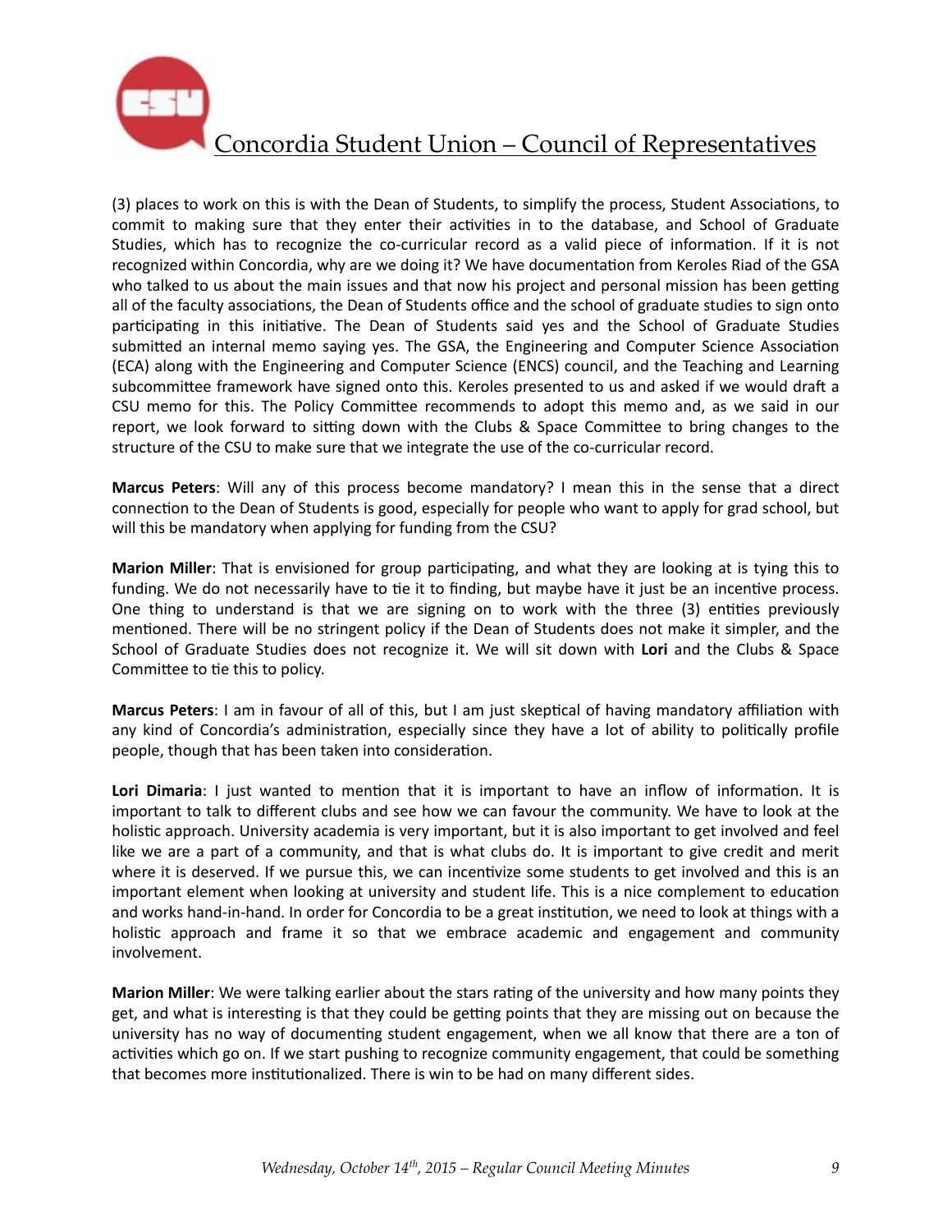(3) places to work on this is with the Dean of Students, to simplify the process, Student Associations, to commit to making sure that they enter their activities in to the database, and School of Graduate Studies, which has to recognize the co-curricular record as a valid piece of information. If it is not recognized within Concordia, why are we doing it? We have documentation from Keroles Riad of the GSA who talked to us about the main issues and that now his project and personal mission has been getting all of the faculty associations, the Dean of Students office and the school of graduate studies to sign onto participating in this initiative. The Dean of Students said yes and the School of Graduate Studies submitted an internal memo saying yes. The GSA, the Engineering and Computer Science Association (ECA) along with the Engineering and Computer Science (ENCS) council, and the Teaching and Learning subcommittee framework have signed onto this. Keroles presented to us and asked if we would draft a CSU memo for this. The Policy Committee recommends to adopt this memo and, as we said in our report, we look forward to sitting down with the Clubs & Space Committee to bring changes to the structure of the CSU to make sure that we integrate the use of the co-curricular record.

**Marcus Peters**: Will any of this process become mandatory? I mean this in the sense that a direct connection to the Dean of Students is good, especially for people who want to apply for grad school, but will this be mandatory when applying for funding from the CSU?

**Marion Miller**: That is envisioned for group participating, and what they are looking at is tying this to funding. We do not necessarily have to tie it to finding, but maybe have it just be an incentive process. One thing to understand is that we are signing on to work with the three (3) entities previously mentioned. There will be no stringent policy if the Dean of Students does not make it simpler, and the School of Graduate Studies does not recognize it. We will sit down with **Lori** and the Clubs & Space Committee to tie this to policy.

**Marcus Peters**: I am in favour of all of this, but I am just skeptical of having mandatory affiliation with any kind of Concordia's administration, especially since they have a lot of ability to politically profile people, though that has been taken into consideration.

**Lori Dimaria**: I just wanted to mention that it is important to have an inflow of information. It is important to talk to different clubs and see how we can favour the community. We have to look at the holistic approach. University academia is very important, but it is also important to get involved and feel like we are a part of a community, and that is what clubs do. It is important to give credit and merit where it is deserved. If we pursue this, we can incentivize some students to get involved and this is an important element when looking at university and student life. This is a nice complement to education and works hand-in-hand. In order for Concordia to be a great institution, we need to look at things with a holistic approach and frame it so that we embrace academic and engagement and community involvement.

**Marion Miller**: We were talking earlier about the stars rating of the university and how many points they get, and what is interesting is that they could be getting points that they are missing out on because the university has no way of documenting student engagement, when we all know that there are a ton of activities which go on. If we start pushing to recognize community engagement, that could be something that becomes more institutionalized. There is win to be had on many different sides.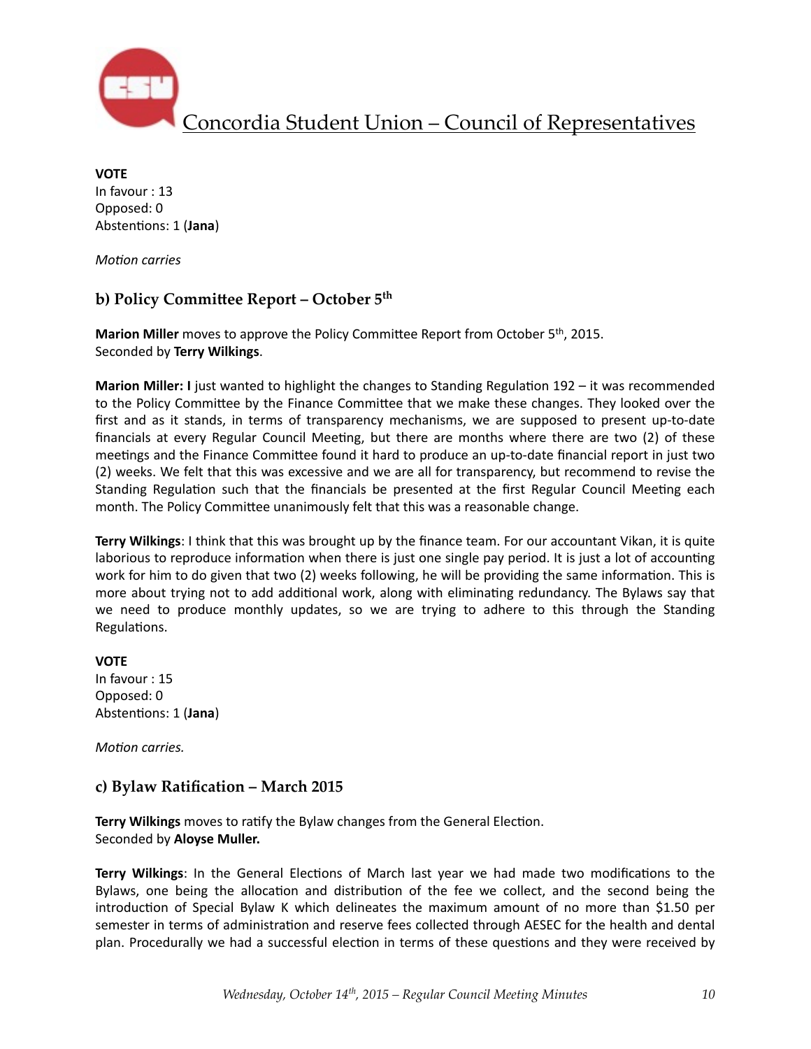**VOTE**
In favour : 13
Opposed: 0
Abstentions: 1 (**Jana**)

*Motion carries*

## b) Policy Committee Report – October 5th

**Marion Miller** moves to approve the Policy Committee Report from October 5th, 2015.
Seconded by **Terry Wilkings**.

**Marion Miller: I** just wanted to highlight the changes to Standing Regulation 192 – it was recommended to the Policy Committee by the Finance Committee that we make these changes. They looked over the first and as it stands, in terms of transparency mechanisms, we are supposed to present up-to-date financials at every Regular Council Meeting, but there are months where there are two (2) of these meetings and the Finance Committee found it hard to produce an up-to-date financial report in just two (2) weeks. We felt that this was excessive and we are all for transparency, but recommend to revise the Standing Regulation such that the financials be presented at the first Regular Council Meeting each month. The Policy Committee unanimously felt that this was a reasonable change.

**Terry Wilkings**: I think that this was brought up by the finance team. For our accountant Vikan, it is quite laborious to reproduce information when there is just one single pay period. It is just a lot of accounting work for him to do given that two (2) weeks following, he will be providing the same information. This is more about trying not to add additional work, along with eliminating redundancy. The Bylaws say that we need to produce monthly updates, so we are trying to adhere to this through the Standing Regulations.

**VOTE**
In favour : 15
Opposed: 0
Abstentions: 1 (**Jana**)

*Motion carries.*

## c) Bylaw Ratification – March 2015

**Terry Wilkings** moves to ratify the Bylaw changes from the General Election.
Seconded by **Aloyse Muller.**

**Terry Wilkings**: In the General Elections of March last year we had made two modifications to the Bylaws, one being the allocation and distribution of the fee we collect, and the second being the introduction of Special Bylaw K which delineates the maximum amount of no more than $1.50 per semester in terms of administration and reserve fees collected through AESEC for the health and dental plan. Procedurally we had a successful election in terms of these questions and they were received by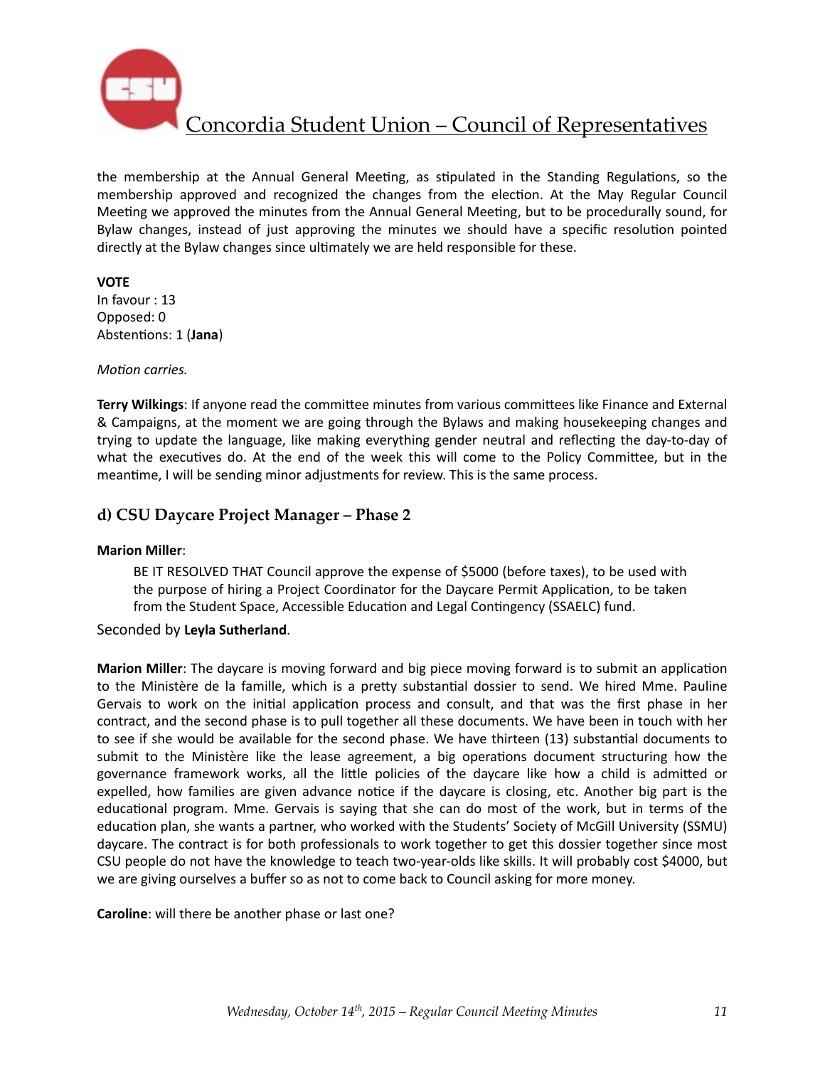the membership at the Annual General Meeting, as stipulated in the Standing Regulations, so the membership approved and recognized the changes from the election. At the May Regular Council Meeting we approved the minutes from the Annual General Meeting, but to be procedurally sound, for Bylaw changes, instead of just approving the minutes we should have a specific resolution pointed directly at the Bylaw changes since ultimately we are held responsible for these.

**VOTE**
In favour : 13
Opposed: 0
Abstentions: 1 (**Jana**)

*Motion carries.*

**Terry Wilkings**: If anyone read the committee minutes from various committees like Finance and External & Campaigns, at the moment we are going through the Bylaws and making housekeeping changes and trying to update the language, like making everything gender neutral and reflecting the day-to-day of what the executives do. At the end of the week this will come to the Policy Committee, but in the meantime, I will be sending minor adjustments for review. This is the same process.

## d) CSU Daycare Project Manager – Phase 2

**Marion Miller**:

> BE IT RESOLVED THAT Council approve the expense of $5000 (before taxes), to be used with the purpose of hiring a Project Coordinator for the Daycare Permit Application, to be taken from the Student Space, Accessible Education and Legal Contingency (SSAELC) fund.

Seconded by **Leyla Sutherland**.

**Marion Miller**: The daycare is moving forward and big piece moving forward is to submit an application to the Ministère de la famille, which is a pretty substantial dossier to send. We hired Mme. Pauline Gervais to work on the initial application process and consult, and that was the first phase in her contract, and the second phase is to pull together all these documents. We have been in touch with her to see if she would be available for the second phase. We have thirteen (13) substantial documents to submit to the Ministère like the lease agreement, a big operations document structuring how the governance framework works, all the little policies of the daycare like how a child is admitted or expelled, how families are given advance notice if the daycare is closing, etc. Another big part is the educational program. Mme. Gervais is saying that she can do most of the work, but in terms of the education plan, she wants a partner, who worked with the Students' Society of McGill University (SSMU) daycare. The contract is for both professionals to work together to get this dossier together since most CSU people do not have the knowledge to teach two-year-olds like skills. It will probably cost $4000, but we are giving ourselves a buffer so as not to come back to Council asking for more money.

**Caroline**: will there be another phase or last one?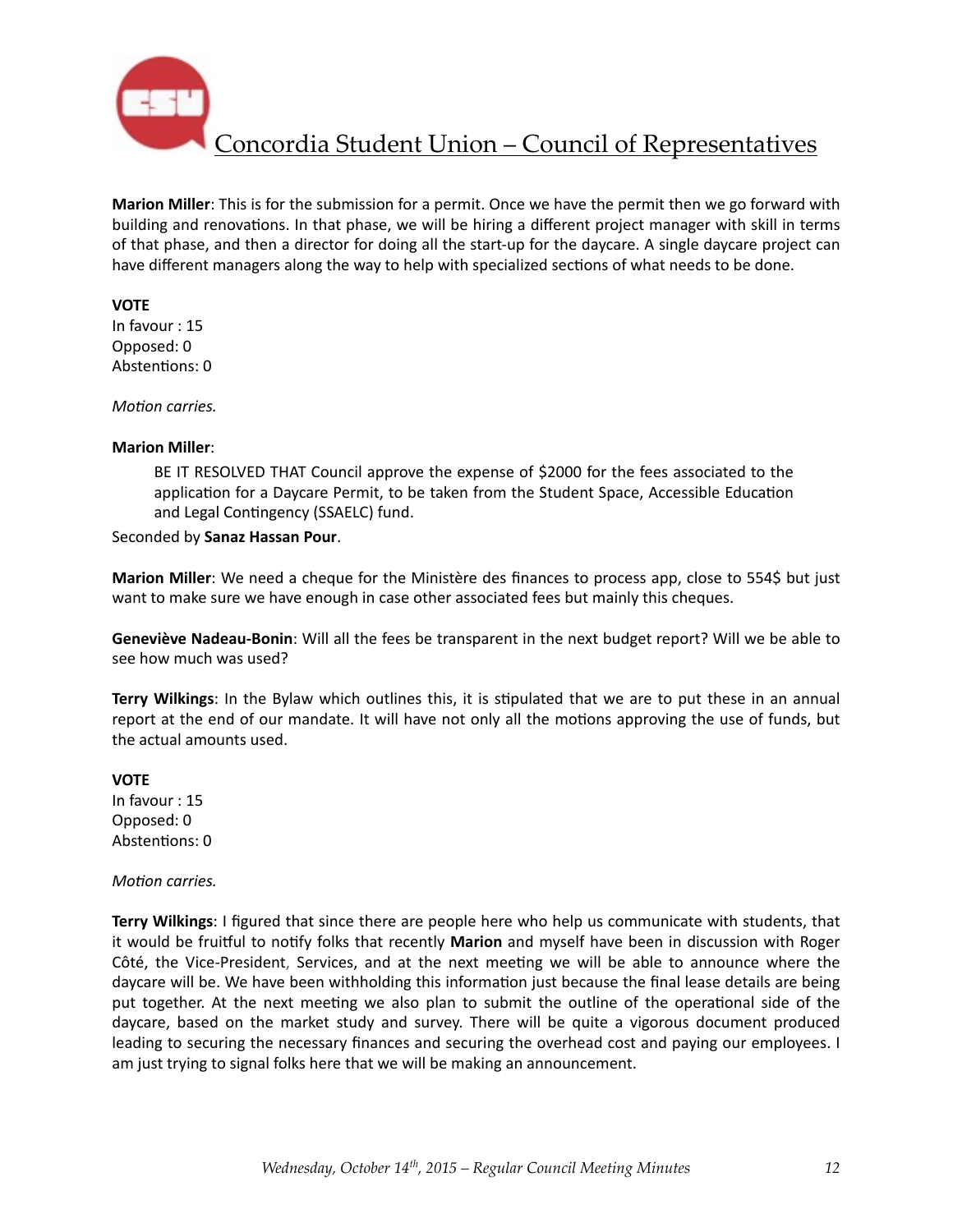**Marion Miller**: This is for the submission for a permit. Once we have the permit then we go forward with building and renovations. In that phase, we will be hiring a different project manager with skill in terms of that phase, and then a director for doing all the start-up for the daycare. A single daycare project can have different managers along the way to help with specialized sections of what needs to be done.

**VOTE**
In favour : 15
Opposed: 0
Abstentions: 0

*Motion carries.*

**Marion Miller**:

> BE IT RESOLVED THAT Council approve the expense of $2000 for the fees associated to the application for a Daycare Permit, to be taken from the Student Space, Accessible Education and Legal Contingency (SSAELC) fund.

Seconded by **Sanaz Hassan Pour**.

**Marion Miller**: We need a cheque for the Ministère des finances to process app, close to 554$ but just want to make sure we have enough in case other associated fees but mainly this cheques.

**Geneviève Nadeau-Bonin**: Will all the fees be transparent in the next budget report? Will we be able to see how much was used?

**Terry Wilkings**: In the Bylaw which outlines this, it is stipulated that we are to put these in an annual report at the end of our mandate. It will have not only all the motions approving the use of funds, but the actual amounts used.

**VOTE**
In favour : 15
Opposed: 0
Abstentions: 0

*Motion carries.*

**Terry Wilkings**: I figured that since there are people here who help us communicate with students, that it would be fruitful to notify folks that recently **Marion** and myself have been in discussion with Roger Côté, the Vice-President, Services, and at the next meeting we will be able to announce where the daycare will be. We have been withholding this information just because the final lease details are being put together. At the next meeting we also plan to submit the outline of the operational side of the daycare, based on the market study and survey. There will be quite a vigorous document produced leading to securing the necessary finances and securing the overhead cost and paying our employees. I am just trying to signal folks here that we will be making an announcement.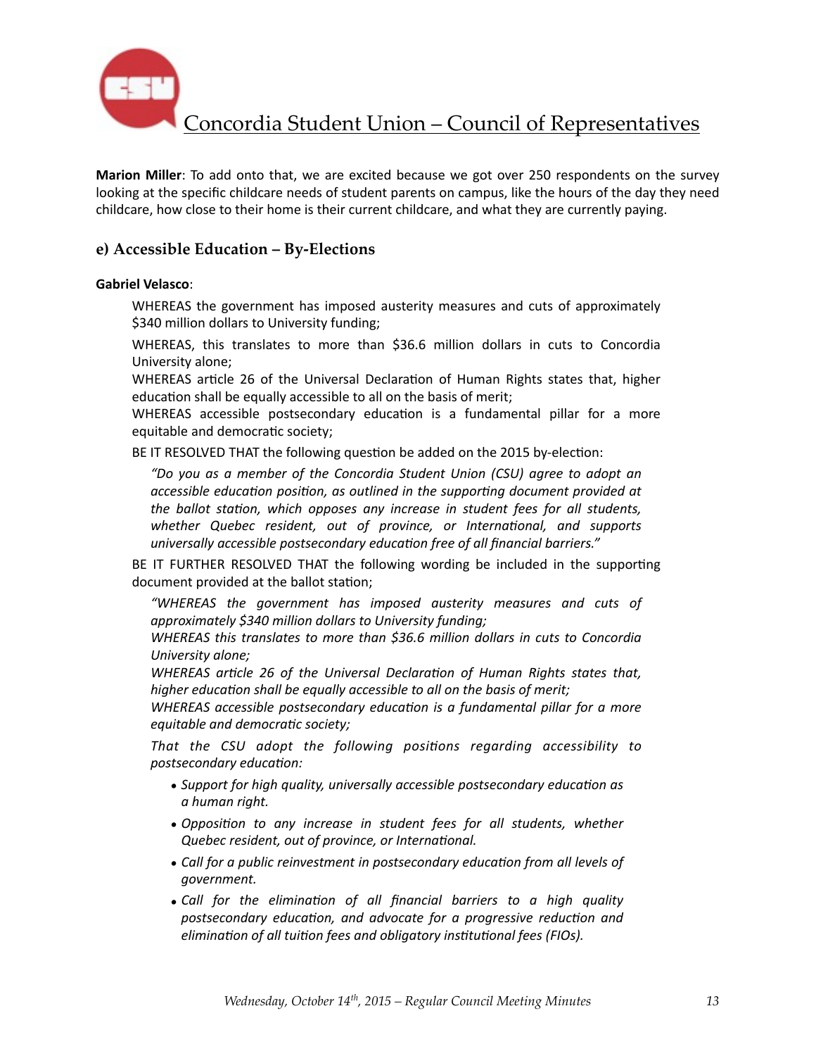**Marion Miller**: To add onto that, we are excited because we got over 250 respondents on the survey looking at the specific childcare needs of student parents on campus, like the hours of the day they need childcare, how close to their home is their current childcare, and what they are currently paying.

### e) Accessible Education – By-Elections

**Gabriel Velasco**:

WHEREAS the government has imposed austerity measures and cuts of approximately $340 million dollars to University funding;

WHEREAS, this translates to more than $36.6 million dollars in cuts to Concordia University alone;

WHEREAS article 26 of the Universal Declaration of Human Rights states that, higher education shall be equally accessible to all on the basis of merit;

WHEREAS accessible postsecondary education is a fundamental pillar for a more equitable and democratic society;

BE IT RESOLVED THAT the following question be added on the 2015 by-election:

*"Do you as a member of the Concordia Student Union (CSU) agree to adopt an accessible education position, as outlined in the supporting document provided at the ballot station, which opposes any increase in student fees for all students, whether Quebec resident, out of province, or International, and supports universally accessible postsecondary education free of all financial barriers."*

BE IT FURTHER RESOLVED THAT the following wording be included in the supporting document provided at the ballot station;

*"WHEREAS the government has imposed austerity measures and cuts of approximately $340 million dollars to University funding;*

*WHEREAS this translates to more than $36.6 million dollars in cuts to Concordia University alone;*

*WHEREAS article 26 of the Universal Declaration of Human Rights states that, higher education shall be equally accessible to all on the basis of merit;*

*WHEREAS accessible postsecondary education is a fundamental pillar for a more equitable and democratic society;*

*That the CSU adopt the following positions regarding accessibility to postsecondary education:*

- *Support for high quality, universally accessible postsecondary education as a human right.*
- *Opposition to any increase in student fees for all students, whether Quebec resident, out of province, or International.*
- *Call for a public reinvestment in postsecondary education from all levels of government.*
- *Call for the elimination of all financial barriers to a high quality postsecondary education, and advocate for a progressive reduction and elimination of all tuition fees and obligatory institutional fees (FIOs).*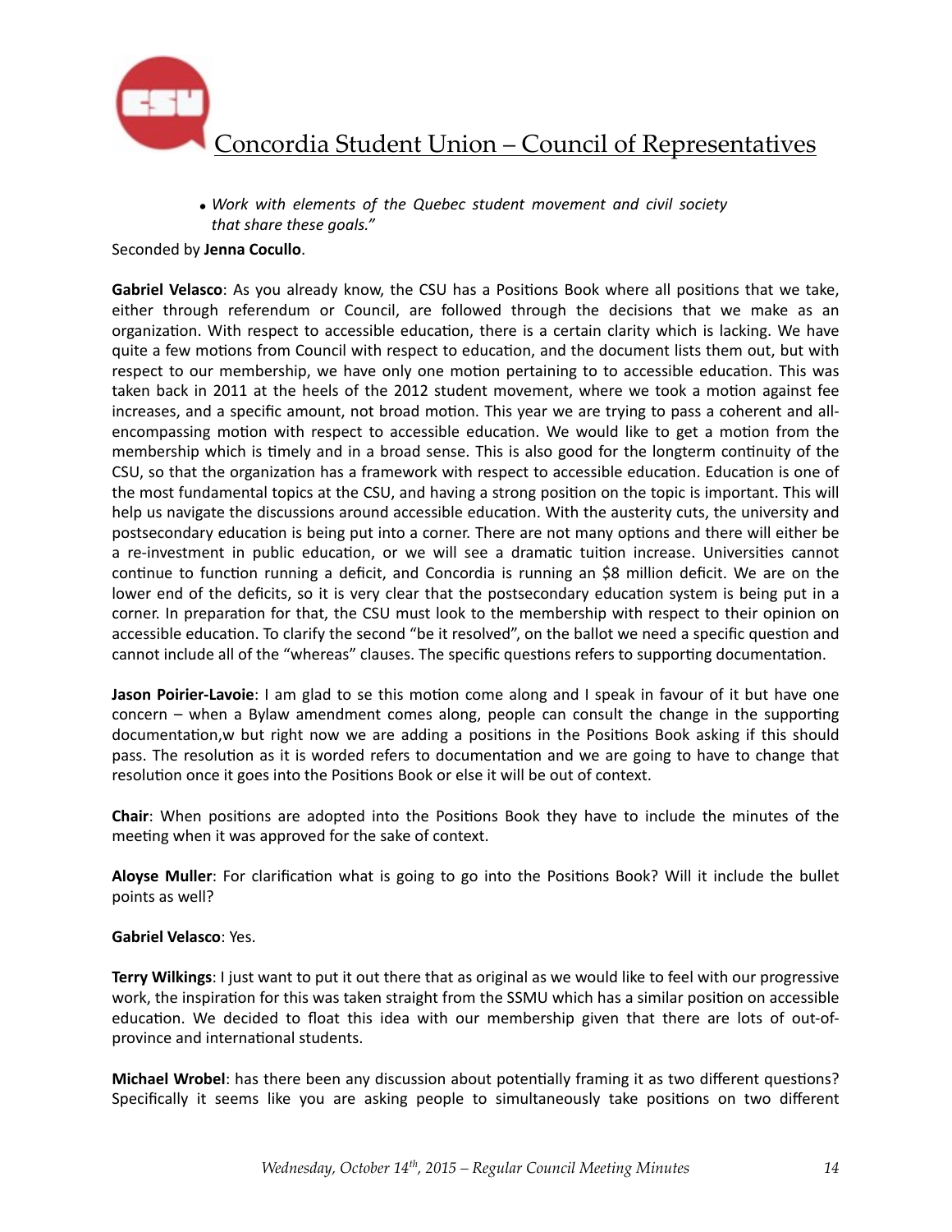- *Work with elements of the Quebec student movement and civil society that share these goals."*

Seconded by **Jenna Cocullo**.

**Gabriel Velasco**: As you already know, the CSU has a Positions Book where all positions that we take, either through referendum or Council, are followed through the decisions that we make as an organization. With respect to accessible education, there is a certain clarity which is lacking. We have quite a few motions from Council with respect to education, and the document lists them out, but with respect to our membership, we have only one motion pertaining to to accessible education. This was taken back in 2011 at the heels of the 2012 student movement, where we took a motion against fee increases, and a specific amount, not broad motion. This year we are trying to pass a coherent and all-encompassing motion with respect to accessible education. We would like to get a motion from the membership which is timely and in a broad sense. This is also good for the longterm continuity of the CSU, so that the organization has a framework with respect to accessible education. Education is one of the most fundamental topics at the CSU, and having a strong position on the topic is important. This will help us navigate the discussions around accessible education. With the austerity cuts, the university and postsecondary education is being put into a corner. There are not many options and there will either be a re-investment in public education, or we will see a dramatic tuition increase. Universities cannot continue to function running a deficit, and Concordia is running an $8 million deficit. We are on the lower end of the deficits, so it is very clear that the postsecondary education system is being put in a corner. In preparation for that, the CSU must look to the membership with respect to their opinion on accessible education. To clarify the second "be it resolved", on the ballot we need a specific question and cannot include all of the "whereas" clauses. The specific questions refers to supporting documentation.

**Jason Poirier-Lavoie**: I am glad to se this motion come along and I speak in favour of it but have one concern – when a Bylaw amendment comes along, people can consult the change in the supporting documentation,w but right now we are adding a positions in the Positions Book asking if this should pass. The resolution as it is worded refers to documentation and we are going to have to change that resolution once it goes into the Positions Book or else it will be out of context.

**Chair**: When positions are adopted into the Positions Book they have to include the minutes of the meeting when it was approved for the sake of context.

**Aloyse Muller**: For clarification what is going to go into the Positions Book? Will it include the bullet points as well?

**Gabriel Velasco**: Yes.

**Terry Wilkings**: I just want to put it out there that as original as we would like to feel with our progressive work, the inspiration for this was taken straight from the SSMU which has a similar position on accessible education. We decided to float this idea with our membership given that there are lots of out-of-province and international students.

**Michael Wrobel**: has there been any discussion about potentially framing it as two different questions? Specifically it seems like you are asking people to simultaneously take positions on two different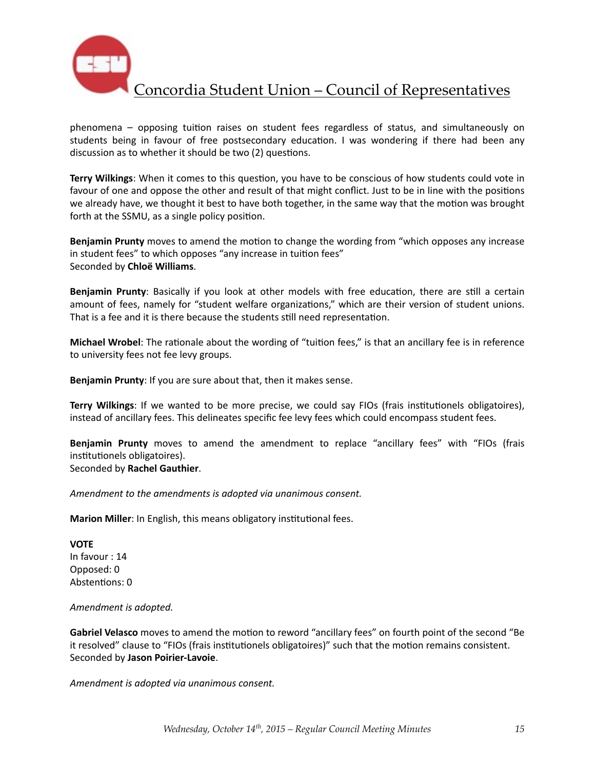phenomena – opposing tuition raises on student fees regardless of status, and simultaneously on students being in favour of free postsecondary education. I was wondering if there had been any discussion as to whether it should be two (2) questions.

**Terry Wilkings**: When it comes to this question, you have to be conscious of how students could vote in favour of one and oppose the other and result of that might conflict. Just to be in line with the positions we already have, we thought it best to have both together, in the same way that the motion was brought forth at the SSMU, as a single policy position.

**Benjamin Prunty** moves to amend the motion to change the wording from "which opposes any increase in student fees" to which opposes "any increase in tuition fees"
Seconded by **Chloë Williams**.

**Benjamin Prunty**: Basically if you look at other models with free education, there are still a certain amount of fees, namely for "student welfare organizations," which are their version of student unions. That is a fee and it is there because the students still need representation.

**Michael Wrobel**: The rationale about the wording of "tuition fees," is that an ancillary fee is in reference to university fees not fee levy groups.

**Benjamin Prunty**: If you are sure about that, then it makes sense.

**Terry Wilkings**: If we wanted to be more precise, we could say FIOs (frais institutionels obligatoires), instead of ancillary fees. This delineates specific fee levy fees which could encompass student fees.

**Benjamin Prunty** moves to amend the amendment to replace "ancillary fees" with "FIOs (frais institutionels obligatoires).
Seconded by **Rachel Gauthier**.

*Amendment to the amendments is adopted via unanimous consent.*

**Marion Miller**: In English, this means obligatory institutional fees.

**VOTE**
In favour : 14
Opposed: 0
Abstentions: 0

*Amendment is adopted.*

**Gabriel Velasco** moves to amend the motion to reword "ancillary fees" on fourth point of the second "Be it resolved" clause to "FIOs (frais institutionels obligatoires)" such that the motion remains consistent.
Seconded by **Jason Poirier-Lavoie**.

*Amendment is adopted via unanimous consent.*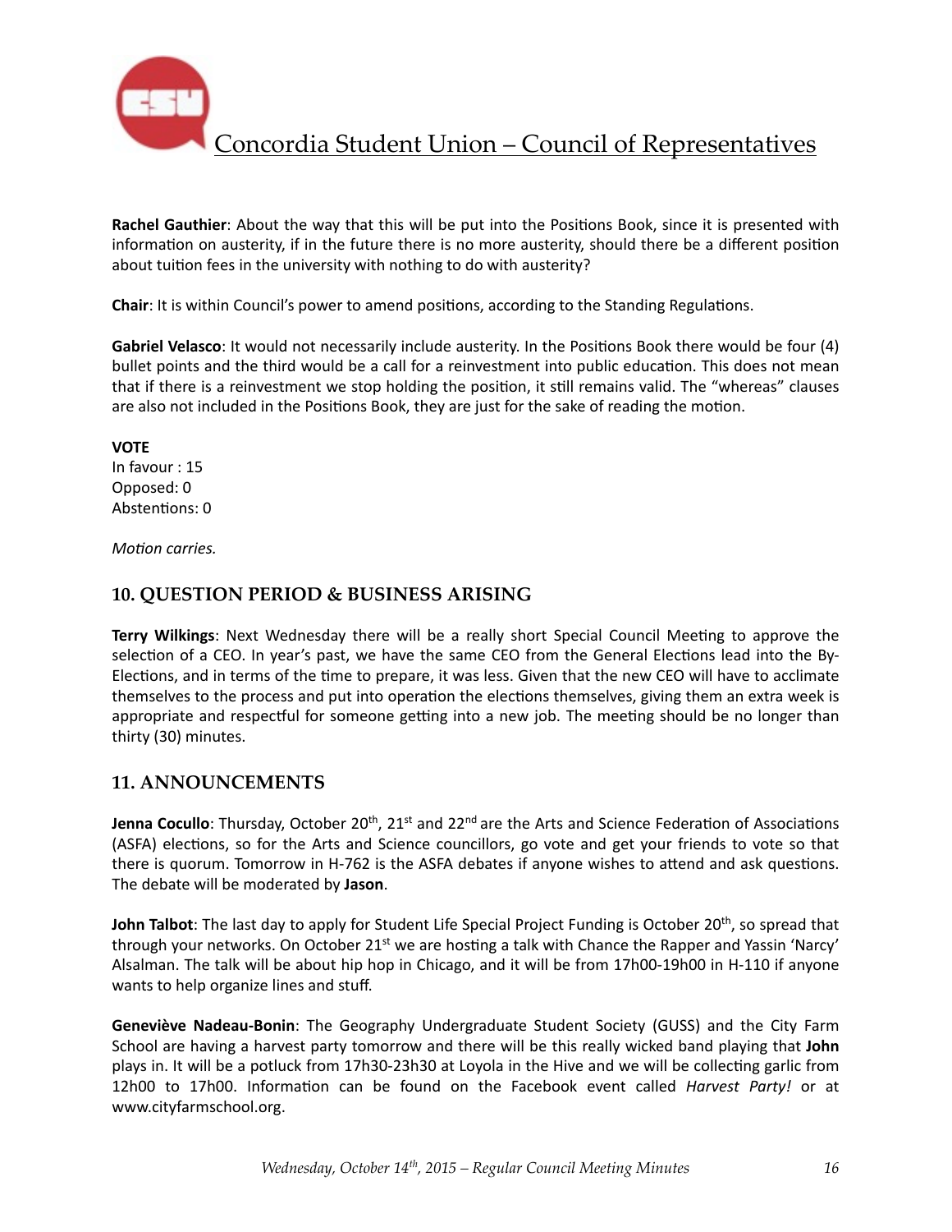**Rachel Gauthier**: About the way that this will be put into the Positions Book, since it is presented with information on austerity, if in the future there is no more austerity, should there be a different position about tuition fees in the university with nothing to do with austerity?

**Chair**: It is within Council's power to amend positions, according to the Standing Regulations.

**Gabriel Velasco**: It would not necessarily include austerity. In the Positions Book there would be four (4) bullet points and the third would be a call for a reinvestment into public education. This does not mean that if there is a reinvestment we stop holding the position, it still remains valid. The "whereas" clauses are also not included in the Positions Book, they are just for the sake of reading the motion.

**VOTE**
In favour : 15
Opposed: 0
Abstentions: 0

*Motion carries.*

## 10. QUESTION PERIOD & BUSINESS ARISING

**Terry Wilkings**: Next Wednesday there will be a really short Special Council Meeting to approve the selection of a CEO. In year's past, we have the same CEO from the General Elections lead into the By-Elections, and in terms of the time to prepare, it was less. Given that the new CEO will have to acclimate themselves to the process and put into operation the elections themselves, giving them an extra week is appropriate and respectful for someone getting into a new job. The meeting should be no longer than thirty (30) minutes.

## 11. ANNOUNCEMENTS

**Jenna Cocullo**: Thursday, October 20th, 21st and 22nd are the Arts and Science Federation of Associations (ASFA) elections, so for the Arts and Science councillors, go vote and get your friends to vote so that there is quorum. Tomorrow in H-762 is the ASFA debates if anyone wishes to attend and ask questions. The debate will be moderated by **Jason**.

**John Talbot**: The last day to apply for Student Life Special Project Funding is October 20th, so spread that through your networks. On October 21st we are hosting a talk with Chance the Rapper and Yassin 'Narcy' Alsalman. The talk will be about hip hop in Chicago, and it will be from 17h00-19h00 in H-110 if anyone wants to help organize lines and stuff.

**Geneviève Nadeau-Bonin**: The Geography Undergraduate Student Society (GUSS) and the City Farm School are having a harvest party tomorrow and there will be this really wicked band playing that **John** plays in. It will be a potluck from 17h30-23h30 at Loyola in the Hive and we will be collecting garlic from 12h00 to 17h00. Information can be found on the Facebook event called *Harvest Party!* or at www.cityfarmschool.org.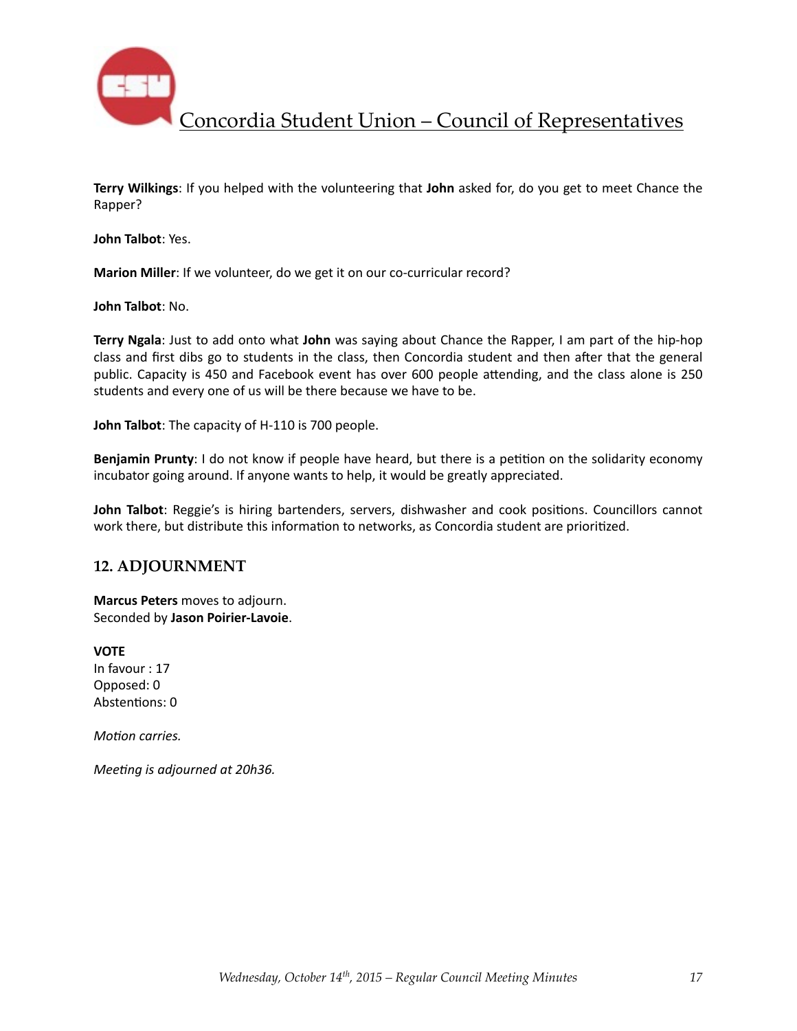**Terry Wilkings**: If you helped with the volunteering that **John** asked for, do you get to meet Chance the Rapper?

**John Talbot**: Yes.

**Marion Miller**: If we volunteer, do we get it on our co-curricular record?

**John Talbot**: No.

**Terry Ngala**: Just to add onto what **John** was saying about Chance the Rapper, I am part of the hip-hop class and first dibs go to students in the class, then Concordia student and then after that the general public. Capacity is 450 and Facebook event has over 600 people attending, and the class alone is 250 students and every one of us will be there because we have to be.

**John Talbot**: The capacity of H-110 is 700 people.

**Benjamin Prunty**: I do not know if people have heard, but there is a petition on the solidarity economy incubator going around. If anyone wants to help, it would be greatly appreciated.

**John Talbot**: Reggie's is hiring bartenders, servers, dishwasher and cook positions. Councillors cannot work there, but distribute this information to networks, as Concordia student are prioritized.

## 12. ADJOURNMENT

**Marcus Peters** moves to adjourn.
Seconded by **Jason Poirier-Lavoie**.

**VOTE**
In favour : 17
Opposed: 0
Abstentions: 0

*Motion carries.*

*Meeting is adjourned at 20h36.*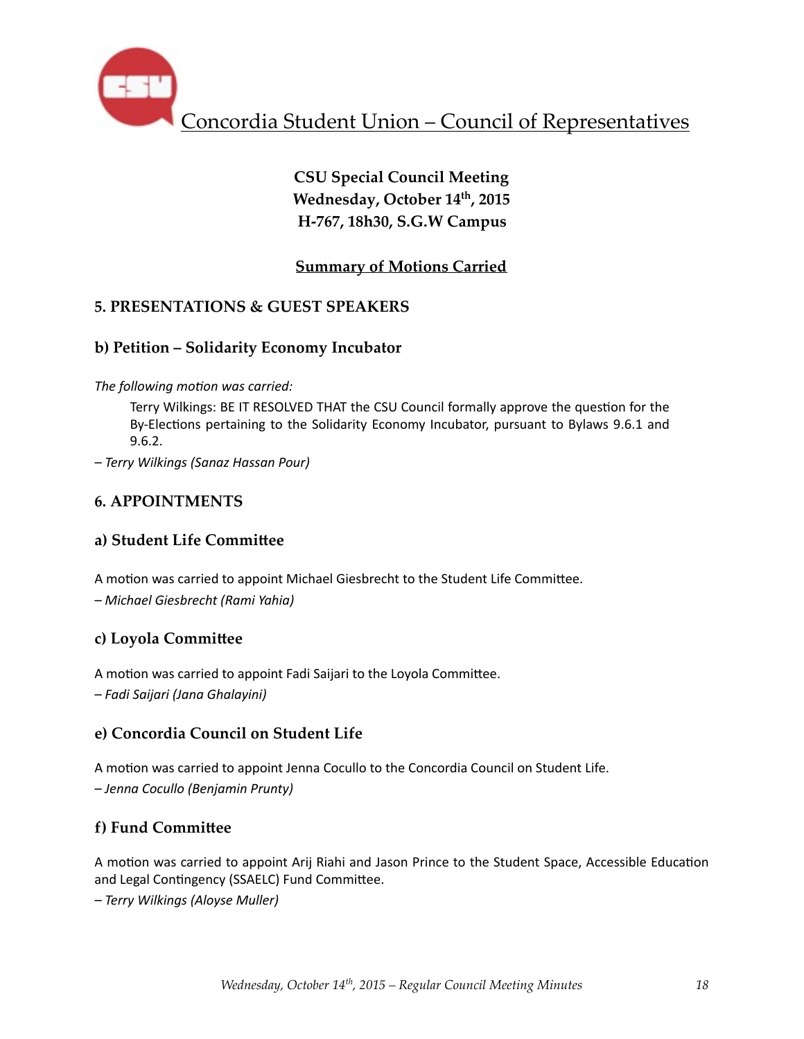Concordia Student Union – Council of Representatives

**CSU Special Council Meeting**
**Wednesday, October 14th, 2015**
**H-767, 18h30, S.G.W Campus**

**Summary of Motions Carried**

## 5. PRESENTATIONS & GUEST SPEAKERS

### b) Petition – Solidarity Economy Incubator

*The following motion was carried:*

> Terry Wilkings: BE IT RESOLVED THAT the CSU Council formally approve the question for the By-Elections pertaining to the Solidarity Economy Incubator, pursuant to Bylaws 9.6.1 and 9.6.2.

*– Terry Wilkings (Sanaz Hassan Pour)*

## 6. APPOINTMENTS

### a) Student Life Committee

A motion was carried to appoint Michael Giesbrecht to the Student Life Committee.

*– Michael Giesbrecht (Rami Yahia)*

### c) Loyola Committee

A motion was carried to appoint Fadi Saijari to the Loyola Committee.

*– Fadi Saijari (Jana Ghalayini)*

### e) Concordia Council on Student Life

A motion was carried to appoint Jenna Cocullo to the Concordia Council on Student Life.

*– Jenna Cocullo (Benjamin Prunty)*

### f) Fund Committee

A motion was carried to appoint Arij Riahi and Jason Prince to the Student Space, Accessible Education and Legal Contingency (SSAELC) Fund Committee.

*– Terry Wilkings (Aloyse Muller)*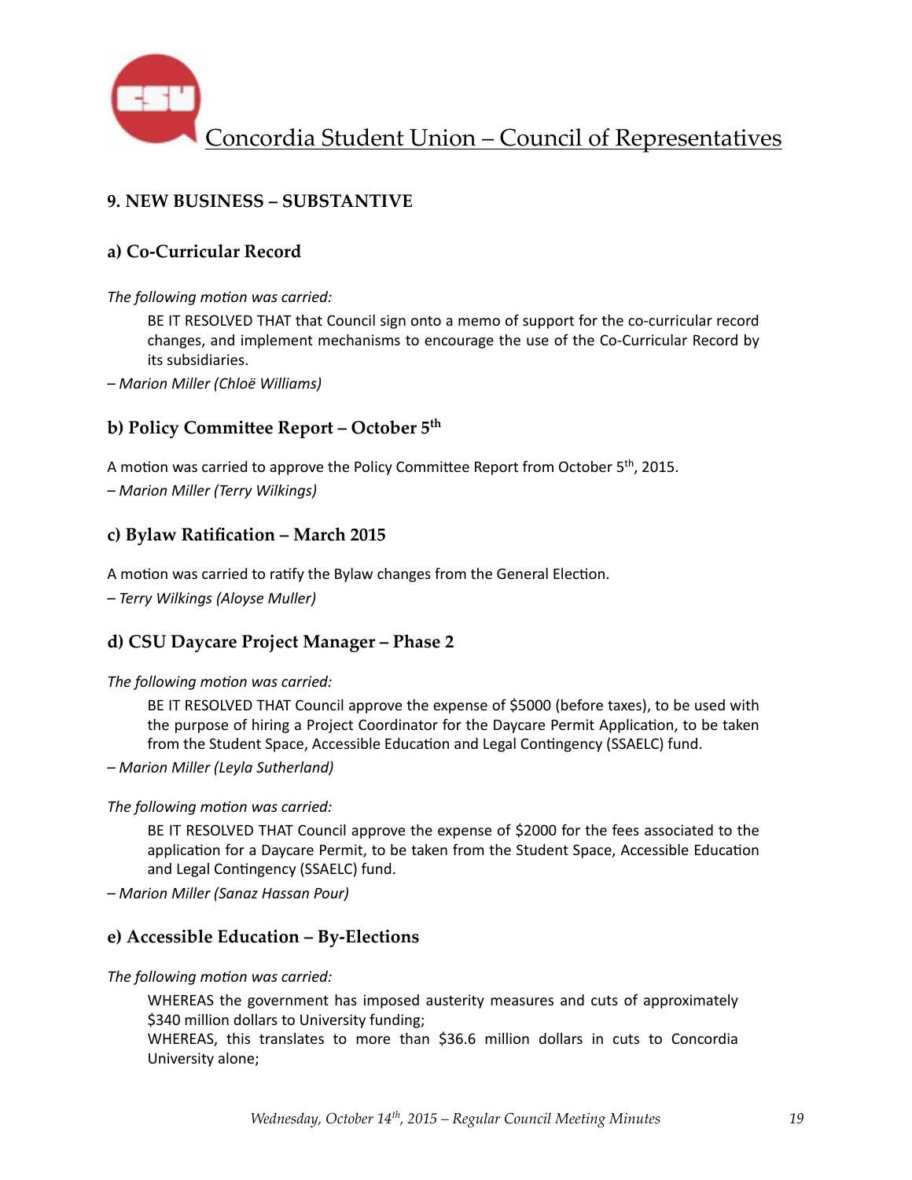## 9. NEW BUSINESS – SUBSTANTIVE

### a) Co-Curricular Record

*The following motion was carried:*

> BE IT RESOLVED THAT that Council sign onto a memo of support for the co-curricular record changes, and implement mechanisms to encourage the use of the Co-Curricular Record by its subsidiaries.

*– Marion Miller (Chloë Williams)*

### b) Policy Committee Report – October 5th

A motion was carried to approve the Policy Committee Report from October 5th, 2015.

*– Marion Miller (Terry Wilkings)*

### c) Bylaw Ratification – March 2015

A motion was carried to ratify the Bylaw changes from the General Election.

*– Terry Wilkings (Aloyse Muller)*

### d) CSU Daycare Project Manager – Phase 2

*The following motion was carried:*

> BE IT RESOLVED THAT Council approve the expense of $5000 (before taxes), to be used with the purpose of hiring a Project Coordinator for the Daycare Permit Application, to be taken from the Student Space, Accessible Education and Legal Contingency (SSAELC) fund.

*– Marion Miller (Leyla Sutherland)*

*The following motion was carried:*

> BE IT RESOLVED THAT Council approve the expense of $2000 for the fees associated to the application for a Daycare Permit, to be taken from the Student Space, Accessible Education and Legal Contingency (SSAELC) fund.

*– Marion Miller (Sanaz Hassan Pour)*

### e) Accessible Education – By-Elections

*The following motion was carried:*

> WHEREAS the government has imposed austerity measures and cuts of approximately $340 million dollars to University funding;
> WHEREAS, this translates to more than $36.6 million dollars in cuts to Concordia University alone;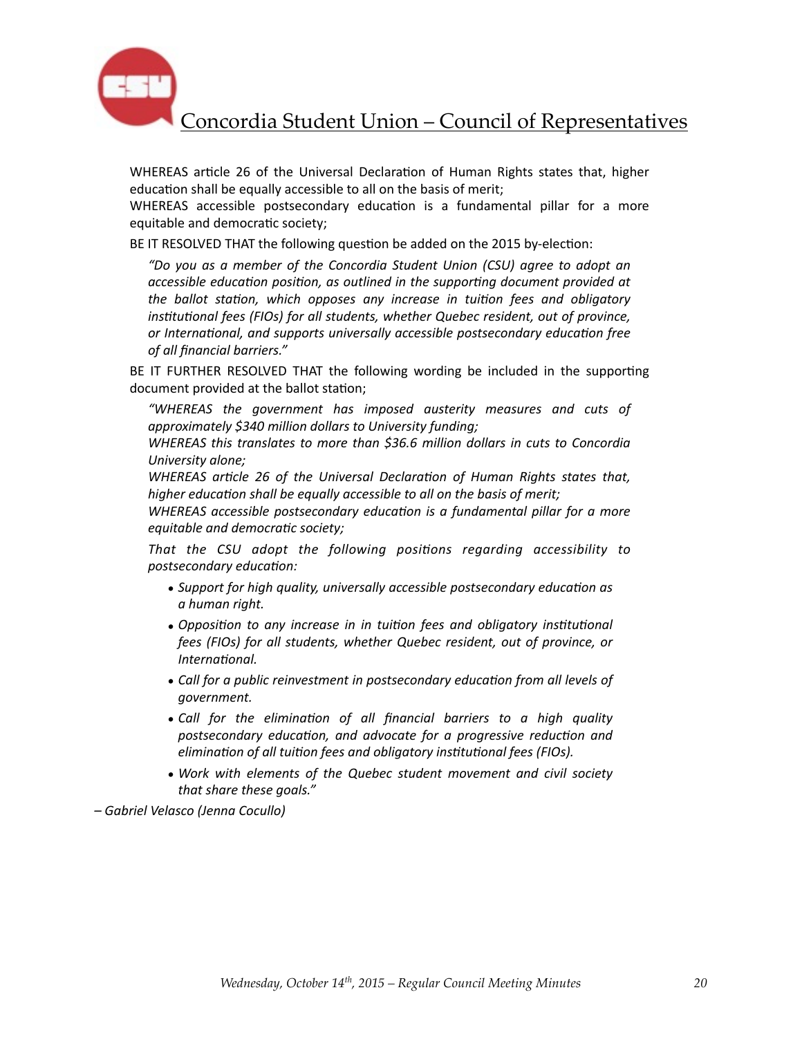WHEREAS article 26 of the Universal Declaration of Human Rights states that, higher education shall be equally accessible to all on the basis of merit;
WHEREAS accessible postsecondary education is a fundamental pillar for a more equitable and democratic society;

BE IT RESOLVED THAT the following question be added on the 2015 by-election:

> *"Do you as a member of the Concordia Student Union (CSU) agree to adopt an accessible education position, as outlined in the supporting document provided at the ballot station, which opposes any increase in tuition fees and obligatory institutional fees (FIOs) for all students, whether Quebec resident, out of province, or International, and supports universally accessible postsecondary education free of all financial barriers."*

BE IT FURTHER RESOLVED THAT the following wording be included in the supporting document provided at the ballot station;

> *"WHEREAS the government has imposed austerity measures and cuts of approximately $340 million dollars to University funding;*
> *WHEREAS this translates to more than $36.6 million dollars in cuts to Concordia University alone;*
> *WHEREAS article 26 of the Universal Declaration of Human Rights states that, higher education shall be equally accessible to all on the basis of merit;*
> *WHEREAS accessible postsecondary education is a fundamental pillar for a more equitable and democratic society;*
>
> *That the CSU adopt the following positions regarding accessibility to postsecondary education:*
>
> - *Support for high quality, universally accessible postsecondary education as a human right.*
> - *Opposition to any increase in in tuition fees and obligatory institutional fees (FIOs) for all students, whether Quebec resident, out of province, or International.*
> - *Call for a public reinvestment in postsecondary education from all levels of government.*
> - *Call for the elimination of all financial barriers to a high quality postsecondary education, and advocate for a progressive reduction and elimination of all tuition fees and obligatory institutional fees (FIOs).*
> - *Work with elements of the Quebec student movement and civil society that share these goals."*

*– Gabriel Velasco (Jenna Cocullo)*